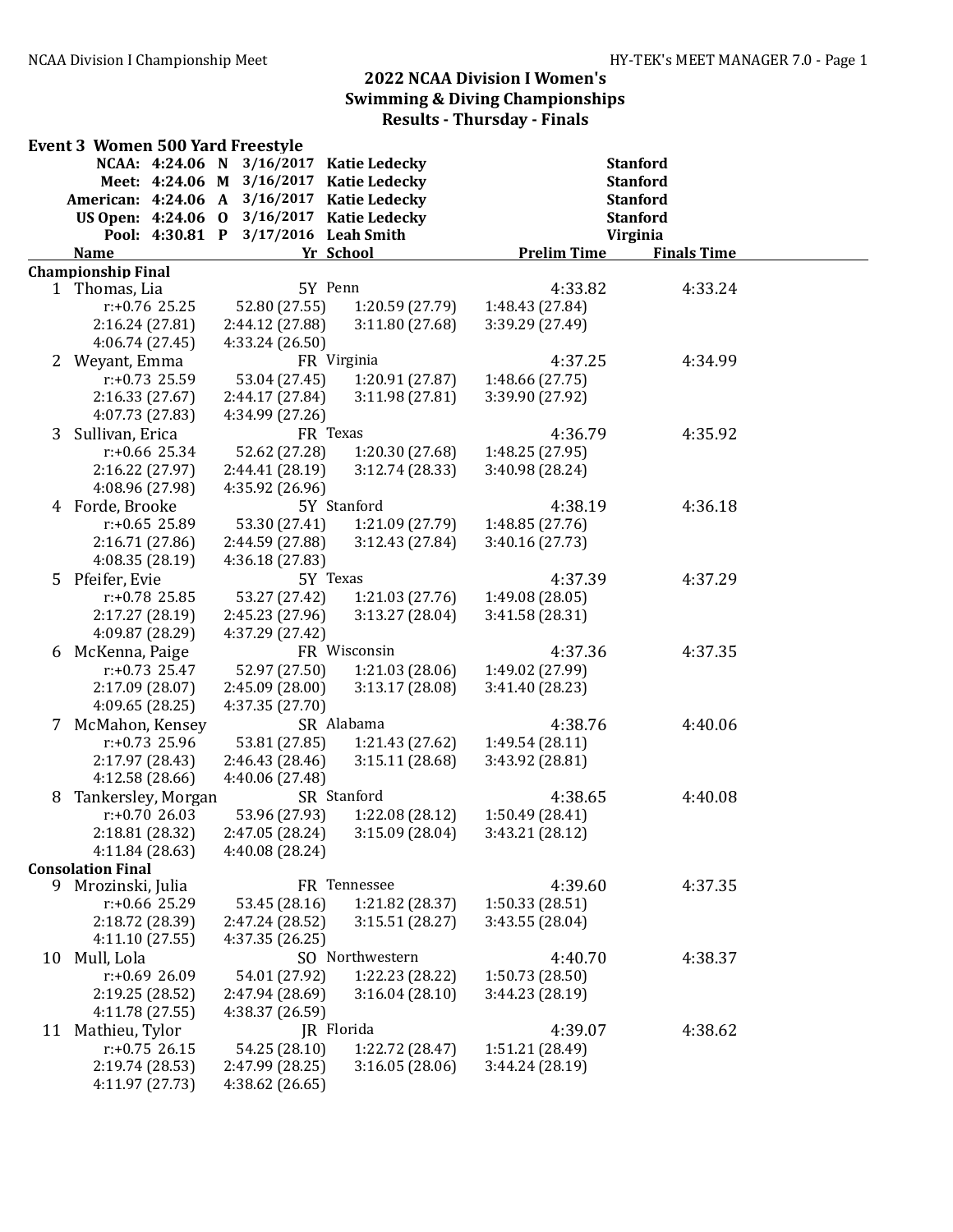# 2022 NCAA Division I Women's Swimming & Diving Championships

## Results - Thursday - Finals

### Event 3 Women 500 Yard Freestyle

| | | | | | |
|---|---|---|---|---|---|
| NCAA: | 4:24.06 | N | 3/16/2017 | Katie Ledecky | Stanford |
| Meet: | 4:24.06 | M | 3/16/2017 | Katie Ledecky | Stanford |
| American: | 4:24.06 | A | 3/16/2017 | Katie Ledecky | Stanford |
| US Open: | 4:24.06 | O | 3/16/2017 | Katie Ledecky | Stanford |
| Pool: | 4:30.81 | P | 3/17/2016 | Leah Smith | Virginia |

| | Name | Yr | School | Prelim Time | Finals Time |
|---|---|---|---|---|---|
| **Championship Final** | | | | | |
| 1 | Thomas, Lia | 5Y | Penn | 4:33.82 | 4:33.24 |
| | r:+0.76 25.25 | 52.80 (27.55) | 1:20.59 (27.79) | 1:48.43 (27.84) | |
| | 2:16.24 (27.81) | 2:44.12 (27.88) | 3:11.80 (27.68) | 3:39.29 (27.49) | |
| | 4:06.74 (27.45) | 4:33.24 (26.50) | | | |
| 2 | Weyant, Emma | FR | Virginia | 4:37.25 | 4:34.99 |
| | r:+0.73 25.59 | 53.04 (27.45) | 1:20.91 (27.87) | 1:48.66 (27.75) | |
| | 2:16.33 (27.67) | 2:44.17 (27.84) | 3:11.98 (27.81) | 3:39.90 (27.92) | |
| | 4:07.73 (27.83) | 4:34.99 (27.26) | | | |
| 3 | Sullivan, Erica | FR | Texas | 4:36.79 | 4:35.92 |
| | r:+0.66 25.34 | 52.62 (27.28) | 1:20.30 (27.68) | 1:48.25 (27.95) | |
| | 2:16.22 (27.97) | 2:44.41 (28.19) | 3:12.74 (28.33) | 3:40.98 (28.24) | |
| | 4:08.96 (27.98) | 4:35.92 (26.96) | | | |
| 4 | Forde, Brooke | 5Y | Stanford | 4:38.19 | 4:36.18 |
| | r:+0.65 25.89 | 53.30 (27.41) | 1:21.09 (27.79) | 1:48.85 (27.76) | |
| | 2:16.71 (27.86) | 2:44.59 (27.88) | 3:12.43 (27.84) | 3:40.16 (27.73) | |
| | 4:08.35 (28.19) | 4:36.18 (27.83) | | | |
| 5 | Pfeifer, Evie | 5Y | Texas | 4:37.39 | 4:37.29 |
| | r:+0.78 25.85 | 53.27 (27.42) | 1:21.03 (27.76) | 1:49.08 (28.05) | |
| | 2:17.27 (28.19) | 2:45.23 (27.96) | 3:13.27 (28.04) | 3:41.58 (28.31) | |
| | 4:09.87 (28.29) | 4:37.29 (27.42) | | | |
| 6 | McKenna, Paige | FR | Wisconsin | 4:37.36 | 4:37.35 |
| | r:+0.73 25.47 | 52.97 (27.50) | 1:21.03 (28.06) | 1:49.02 (27.99) | |
| | 2:17.09 (28.07) | 2:45.09 (28.00) | 3:13.17 (28.08) | 3:41.40 (28.23) | |
| | 4:09.65 (28.25) | 4:37.35 (27.70) | | | |
| 7 | McMahon, Kensey | SR | Alabama | 4:38.76 | 4:40.06 |
| | r:+0.73 25.96 | 53.81 (27.85) | 1:21.43 (27.62) | 1:49.54 (28.11) | |
| | 2:17.97 (28.43) | 2:46.43 (28.46) | 3:15.11 (28.68) | 3:43.92 (28.81) | |
| | 4:12.58 (28.66) | 4:40.06 (27.48) | | | |
| 8 | Tankersley, Morgan | SR | Stanford | 4:38.65 | 4:40.08 |
| | r:+0.70 26.03 | 53.96 (27.93) | 1:22.08 (28.12) | 1:50.49 (28.41) | |
| | 2:18.81 (28.32) | 2:47.05 (28.24) | 3:15.09 (28.04) | 3:43.21 (28.12) | |
| | 4:11.84 (28.63) | 4:40.08 (28.24) | | | |
| **Consolation Final** | | | | | |
| 9 | Mrozinski, Julia | FR | Tennessee | 4:39.60 | 4:37.35 |
| | r:+0.66 25.29 | 53.45 (28.16) | 1:21.82 (28.37) | 1:50.33 (28.51) | |
| | 2:18.72 (28.39) | 2:47.24 (28.52) | 3:15.51 (28.27) | 3:43.55 (28.04) | |
| | 4:11.10 (27.55) | 4:37.35 (26.25) | | | |
| 10 | Mull, Lola | SO | Northwestern | 4:40.70 | 4:38.37 |
| | r:+0.69 26.09 | 54.01 (27.92) | 1:22.23 (28.22) | 1:50.73 (28.50) | |
| | 2:19.25 (28.52) | 2:47.94 (28.69) | 3:16.04 (28.10) | 3:44.23 (28.19) | |
| | 4:11.78 (27.55) | 4:38.37 (26.59) | | | |
| 11 | Mathieu, Tylor | JR | Florida | 4:39.07 | 4:38.62 |
| | r:+0.75 26.15 | 54.25 (28.10) | 1:22.72 (28.47) | 1:51.21 (28.49) | |
| | 2:19.74 (28.53) | 2:47.99 (28.25) | 3:16.05 (28.06) | 3:44.24 (28.19) | |
| | 4:11.97 (27.73) | 4:38.62 (26.65) | | | |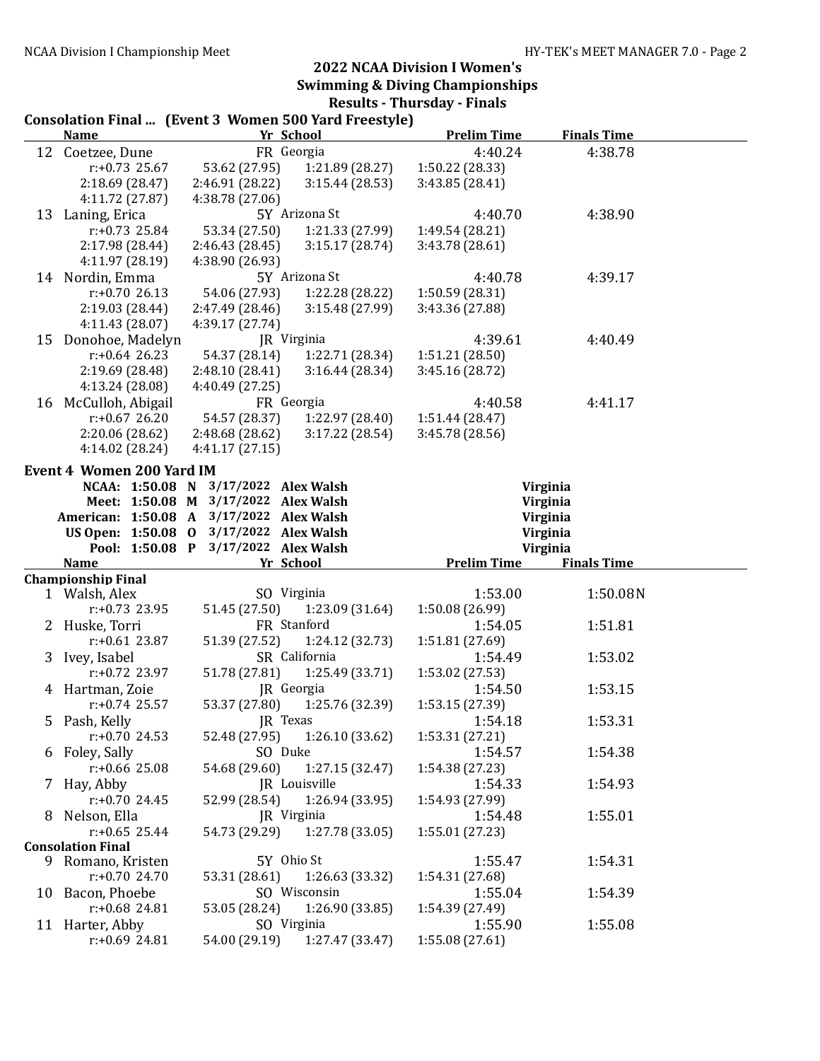## 2022 NCAA Division I Women's Swimming & Diving Championships

### Results - Thursday - Finals

**Consolation Final ... (Event 3 Women 500 Yard Freestyle)**

| | Name | Yr | School | Prelim Time | Finals Time |
|---|---|---|---|---|---|
| 12 | Coetzee, Dune | FR | Georgia | 4:40.24 | 4:38.78 |
| | r:+0.73 25.67, 53.62 (27.95), 1:21.89 (28.27), 1:50.22 (28.33), 2:18.69 (28.47), 2:46.91 (28.22), 3:15.44 (28.53), 3:43.85 (28.41), 4:11.72 (27.87), 4:38.78 (27.06) | | | | |
| 13 | Laning, Erica | 5Y | Arizona St | 4:40.70 | 4:38.90 |
| | r:+0.73 25.84, 53.34 (27.50), 1:21.33 (27.99), 1:49.54 (28.21), 2:17.98 (28.44), 2:46.43 (28.45), 3:15.17 (28.74), 3:43.78 (28.61), 4:11.97 (28.19), 4:38.90 (26.93) | | | | |
| 14 | Nordin, Emma | 5Y | Arizona St | 4:40.78 | 4:39.17 |
| | r:+0.70 26.13, 54.06 (27.93), 1:22.28 (28.22), 1:50.59 (28.31), 2:19.03 (28.44), 2:47.49 (28.46), 3:15.48 (27.99), 3:43.36 (27.88), 4:11.43 (28.07), 4:39.17 (27.74) | | | | |
| 15 | Donohoe, Madelyn | JR | Virginia | 4:39.61 | 4:40.49 |
| | r:+0.64 26.23, 54.37 (28.14), 1:22.71 (28.34), 1:51.21 (28.50), 2:19.69 (28.48), 2:48.10 (28.41), 3:16.44 (28.34), 3:45.16 (28.72), 4:13.24 (28.08), 4:40.49 (27.25) | | | | |
| 16 | McCulloh, Abigail | FR | Georgia | 4:40.58 | 4:41.17 |
| | r:+0.67 26.20, 54.57 (28.37), 1:22.97 (28.40), 1:51.44 (28.47), 2:20.06 (28.62), 2:48.68 (28.62), 3:17.22 (28.54), 3:45.78 (28.56), 4:14.02 (28.24), 4:41.17 (27.15) | | | | |

**Event 4 Women 200 Yard IM**

| Record | Time | | Date | Name | School |
|---|---|---|---|---|---|
| NCAA: | 1:50.08 | N | 3/17/2022 | Alex Walsh | Virginia |
| Meet: | 1:50.08 | M | 3/17/2022 | Alex Walsh | Virginia |
| American: | 1:50.08 | A | 3/17/2022 | Alex Walsh | Virginia |
| US Open: | 1:50.08 | O | 3/17/2022 | Alex Walsh | Virginia |
| Pool: | 1:50.08 | P | 3/17/2022 | Alex Walsh | Virginia |

| | Name | Yr | School | Prelim Time | Finals Time |
|---|---|---|---|---|---|
| **Championship Final** | | | | | |
| 1 | Walsh, Alex | SO | Virginia | 1:53.00 | 1:50.08N |
| | r:+0.73 23.95, 51.45 (27.50), 1:23.09 (31.64), 1:50.08 (26.99) | | | | |
| 2 | Huske, Torri | FR | Stanford | 1:54.05 | 1:51.81 |
| | r:+0.61 23.87, 51.39 (27.52), 1:24.12 (32.73), 1:51.81 (27.69) | | | | |
| 3 | Ivey, Isabel | SR | California | 1:54.49 | 1:53.02 |
| | r:+0.72 23.97, 51.78 (27.81), 1:25.49 (33.71), 1:53.02 (27.53) | | | | |
| 4 | Hartman, Zoie | JR | Georgia | 1:54.50 | 1:53.15 |
| | r:+0.74 25.57, 53.37 (27.80), 1:25.76 (32.39), 1:53.15 (27.39) | | | | |
| 5 | Pash, Kelly | JR | Texas | 1:54.18 | 1:53.31 |
| | r:+0.70 24.53, 52.48 (27.95), 1:26.10 (33.62), 1:53.31 (27.21) | | | | |
| 6 | Foley, Sally | SO | Duke | 1:54.57 | 1:54.38 |
| | r:+0.66 25.08, 54.68 (29.60), 1:27.15 (32.47), 1:54.38 (27.23) | | | | |
| 7 | Hay, Abby | JR | Louisville | 1:54.33 | 1:54.93 |
| | r:+0.70 24.45, 52.99 (28.54), 1:26.94 (33.95), 1:54.93 (27.99) | | | | |
| 8 | Nelson, Ella | JR | Virginia | 1:54.48 | 1:55.01 |
| | r:+0.65 25.44, 54.73 (29.29), 1:27.78 (33.05), 1:55.01 (27.23) | | | | |
| **Consolation Final** | | | | | |
| 9 | Romano, Kristen | 5Y | Ohio St | 1:55.47 | 1:54.31 |
| | r:+0.70 24.70, 53.31 (28.61), 1:26.63 (33.32), 1:54.31 (27.68) | | | | |
| 10 | Bacon, Phoebe | SO | Wisconsin | 1:55.04 | 1:54.39 |
| | r:+0.68 24.81, 53.05 (28.24), 1:26.90 (33.85), 1:54.39 (27.49) | | | | |
| 11 | Harter, Abby | SO | Virginia | 1:55.90 | 1:55.08 |
| | r:+0.69 24.81, 54.00 (29.19), 1:27.47 (33.47), 1:55.08 (27.61) | | | | |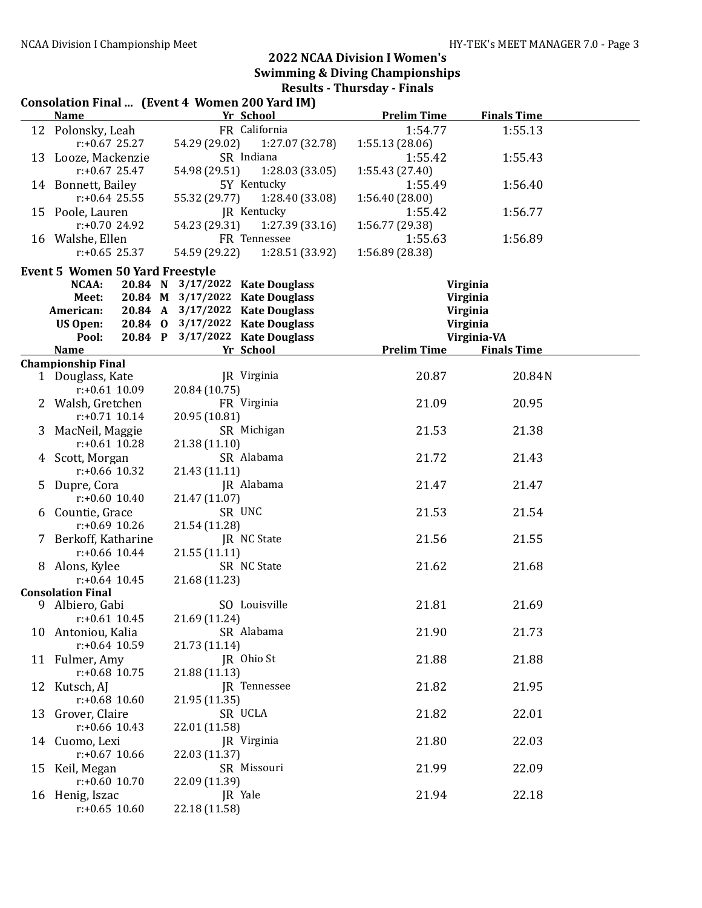# 2022 NCAA Division I Women's Swimming & Diving Championships

## Results - Thursday - Finals

### Consolation Final ... (Event 4 Women 200 Yard IM)

| | Name | Yr | School | Prelim Time | Finals Time |
|---|---|---|---|---|---|
| 12 | Polonsky, Leah | FR | California | 1:54.77 | 1:55.13 |
| | r:+0.67 25.27 | 54.29 (29.02) | 1:27.07 (32.78) | 1:55.13 (28.06) | |
| 13 | Looze, Mackenzie | SR | Indiana | 1:55.42 | 1:55.43 |
| | r:+0.67 25.47 | 54.98 (29.51) | 1:28.03 (33.05) | 1:55.43 (27.40) | |
| 14 | Bonnett, Bailey | 5Y | Kentucky | 1:55.49 | 1:56.40 |
| | r:+0.64 25.55 | 55.32 (29.77) | 1:28.40 (33.08) | 1:56.40 (28.00) | |
| 15 | Poole, Lauren | JR | Kentucky | 1:55.42 | 1:56.77 |
| | r:+0.70 24.92 | 54.23 (29.31) | 1:27.39 (33.16) | 1:56.77 (29.38) | |
| 16 | Walshe, Ellen | FR | Tennessee | 1:55.63 | 1:56.89 |
| | r:+0.65 25.37 | 54.59 (29.22) | 1:28.51 (33.92) | 1:56.89 (28.38) | |

### Event 5 Women 50 Yard Freestyle

| | | | Date | Name | School |
|---|---|---|---|---|---|
| **NCAA:** | **20.84** | **N** | **3/17/2022** | **Kate Douglass** | **Virginia** |
| **Meet:** | **20.84** | **M** | **3/17/2022** | **Kate Douglass** | **Virginia** |
| **American:** | **20.84** | **A** | **3/17/2022** | **Kate Douglass** | **Virginia** |
| **US Open:** | **20.84** | **O** | **3/17/2022** | **Kate Douglass** | **Virginia** |
| **Pool:** | **20.84** | **P** | **3/17/2022** | **Kate Douglass** | **Virginia-VA** |

| | Name | Yr | School | Prelim Time | Finals Time |
|---|---|---|---|---|---|
| **Championship Final** | | | | | |
| 1 | Douglass, Kate | JR | Virginia | 20.87 | 20.84N |
| | r:+0.61 10.09 | 20.84 (10.75) | | | |
| 2 | Walsh, Gretchen | FR | Virginia | 21.09 | 20.95 |
| | r:+0.71 10.14 | 20.95 (10.81) | | | |
| 3 | MacNeil, Maggie | SR | Michigan | 21.53 | 21.38 |
| | r:+0.61 10.28 | 21.38 (11.10) | | | |
| 4 | Scott, Morgan | SR | Alabama | 21.72 | 21.43 |
| | r:+0.66 10.32 | 21.43 (11.11) | | | |
| 5 | Dupre, Cora | JR | Alabama | 21.47 | 21.47 |
| | r:+0.60 10.40 | 21.47 (11.07) | | | |
| 6 | Countie, Grace | SR | UNC | 21.53 | 21.54 |
| | r:+0.69 10.26 | 21.54 (11.28) | | | |
| 7 | Berkoff, Katharine | JR | NC State | 21.56 | 21.55 |
| | r:+0.66 10.44 | 21.55 (11.11) | | | |
| 8 | Alons, Kylee | SR | NC State | 21.62 | 21.68 |
| | r:+0.64 10.45 | 21.68 (11.23) | | | |
| **Consolation Final** | | | | | |
| 9 | Albiero, Gabi | SO | Louisville | 21.81 | 21.69 |
| | r:+0.61 10.45 | 21.69 (11.24) | | | |
| 10 | Antoniou, Kalia | SR | Alabama | 21.90 | 21.73 |
| | r:+0.64 10.59 | 21.73 (11.14) | | | |
| 11 | Fulmer, Amy | JR | Ohio St | 21.88 | 21.88 |
| | r:+0.68 10.75 | 21.88 (11.13) | | | |
| 12 | Kutsch, AJ | JR | Tennessee | 21.82 | 21.95 |
| | r:+0.68 10.60 | 21.95 (11.35) | | | |
| 13 | Grover, Claire | SR | UCLA | 21.82 | 22.01 |
| | r:+0.66 10.43 | 22.01 (11.58) | | | |
| 14 | Cuomo, Lexi | JR | Virginia | 21.80 | 22.03 |
| | r:+0.67 10.66 | 22.03 (11.37) | | | |
| 15 | Keil, Megan | SR | Missouri | 21.99 | 22.09 |
| | r:+0.60 10.70 | 22.09 (11.39) | | | |
| 16 | Henig, Iszac | JR | Yale | 21.94 | 22.18 |
| | r:+0.65 10.60 | 22.18 (11.58) | | | |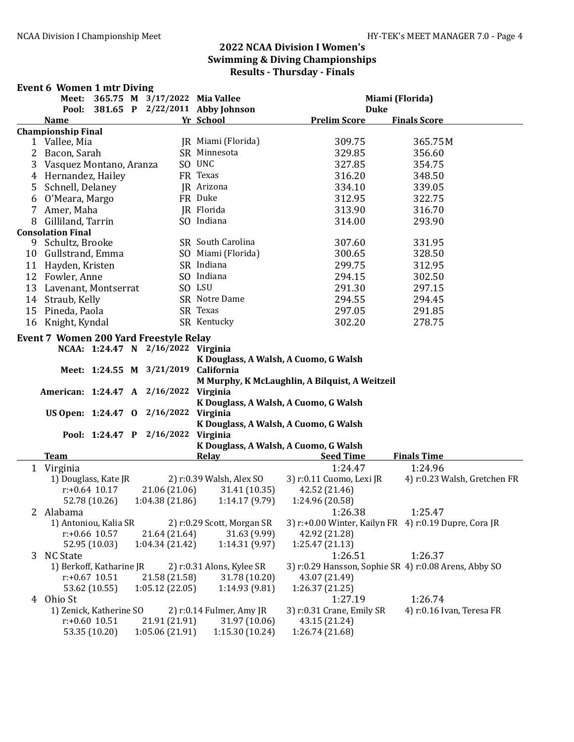## 2022 NCAA Division I Women's Swimming & Diving Championships
## Results - Thursday - Finals

### Event 6 Women 1 mtr Diving

**Meet: 365.75 M 3/17/2022 Mia Vallee — Miami (Florida)**
**Pool: 381.65 P 2/22/2011 Abby Johnson — Duke**

| | Name | Yr | School | Prelim Score | Finals Score |
|---|---|---|---|---|---|
| **Championship Final** | | | | | |
| 1 | Vallee, Mia | JR | Miami (Florida) | 309.75 | 365.75M |
| 2 | Bacon, Sarah | SR | Minnesota | 329.85 | 356.60 |
| 3 | Vasquez Montano, Aranza | SO | UNC | 327.85 | 354.75 |
| 4 | Hernandez, Hailey | FR | Texas | 316.20 | 348.50 |
| 5 | Schnell, Delaney | JR | Arizona | 334.10 | 339.05 |
| 6 | O'Meara, Margo | FR | Duke | 312.95 | 322.75 |
| 7 | Amer, Maha | JR | Florida | 313.90 | 316.70 |
| 8 | Gilliland, Tarrin | SO | Indiana | 314.00 | 293.90 |
| **Consolation Final** | | | | | |
| 9 | Schultz, Brooke | SR | South Carolina | 307.60 | 331.95 |
| 10 | Gullstrand, Emma | SO | Miami (Florida) | 300.65 | 328.50 |
| 11 | Hayden, Kristen | SR | Indiana | 299.75 | 312.95 |
| 12 | Fowler, Anne | SO | Indiana | 294.15 | 302.50 |
| 13 | Lavenant, Montserrat | SO | LSU | 291.30 | 297.15 |
| 14 | Straub, Kelly | SR | Notre Dame | 294.55 | 294.45 |
| 15 | Pineda, Paola | SR | Texas | 297.05 | 291.85 |
| 16 | Knight, Kyndal | SR | Kentucky | 302.20 | 278.75 |

### Event 7 Women 200 Yard Freestyle Relay

**NCAA: 1:24.47 N 2/16/2022 Virginia**
K Douglass, A Walsh, A Cuomo, G Walsh

**Meet: 1:24.55 M 3/21/2019 California**
M Murphy, K McLaughlin, A Bilquist, A Weitzeil

**American: 1:24.47 A 2/16/2022 Virginia**
K Douglass, A Walsh, A Cuomo, G Walsh

**US Open: 1:24.47 O 2/16/2022 Virginia**
K Douglass, A Walsh, A Cuomo, G Walsh

**Pool: 1:24.47 P 2/16/2022 Virginia**
K Douglass, A Walsh, A Cuomo, G Walsh

| | Team | Relay | Seed Time | Finals Time |
|---|---|---|---|---|
| 1 | Virginia | | 1:24.47 | 1:24.96 |
| 2 | Alabama | | 1:26.38 | 1:25.47 |
| 3 | NC State | | 1:26.51 | 1:26.37 |
| 4 | Ohio St | | 1:27.19 | 1:26.74 |

**1 Virginia** — 1:24.96
1) Douglass, Kate JR; 2) r:0.39 Walsh, Alex SO; 3) r:0.11 Cuomo, Lexi JR; 4) r:0.23 Walsh, Gretchen FR
r:+0.64 10.17 | 21.06 (21.06) | 31.41 (10.35) | 42.52 (21.46)
52.78 (10.26) | 1:04.38 (21.86) | 1:14.17 (9.79) | 1:24.96 (20.58)

**2 Alabama** — 1:25.47
1) Antoniou, Kalia SR; 2) r:0.29 Scott, Morgan SR; 3) r:+0.00 Winter, Kailyn FR; 4) r:0.19 Dupre, Cora JR
r:+0.66 10.57 | 21.64 (21.64) | 31.63 (9.99) | 42.92 (21.28)
52.95 (10.03) | 1:04.34 (21.42) | 1:14.31 (9.97) | 1:25.47 (21.13)

**3 NC State** — 1:26.37
1) Berkoff, Katharine JR; 2) r:0.31 Alons, Kylee SR; 3) r:0.29 Hansson, Sophie SR; 4) r:0.08 Arens, Abby SO
r:+0.67 10.51 | 21.58 (21.58) | 31.78 (10.20) | 43.07 (21.49)
53.62 (10.55) | 1:05.12 (22.05) | 1:14.93 (9.81) | 1:26.37 (21.25)

**4 Ohio St** — 1:26.74
1) Zenick, Katherine SO; 2) r:0.14 Fulmer, Amy JR; 3) r:0.31 Crane, Emily SR; 4) r:0.16 Ivan, Teresa FR
r:+0.60 10.51 | 21.91 (21.91) | 31.97 (10.06) | 43.15 (21.24)
53.35 (10.20) | 1:05.06 (21.91) | 1:15.30 (10.24) | 1:26.74 (21.68)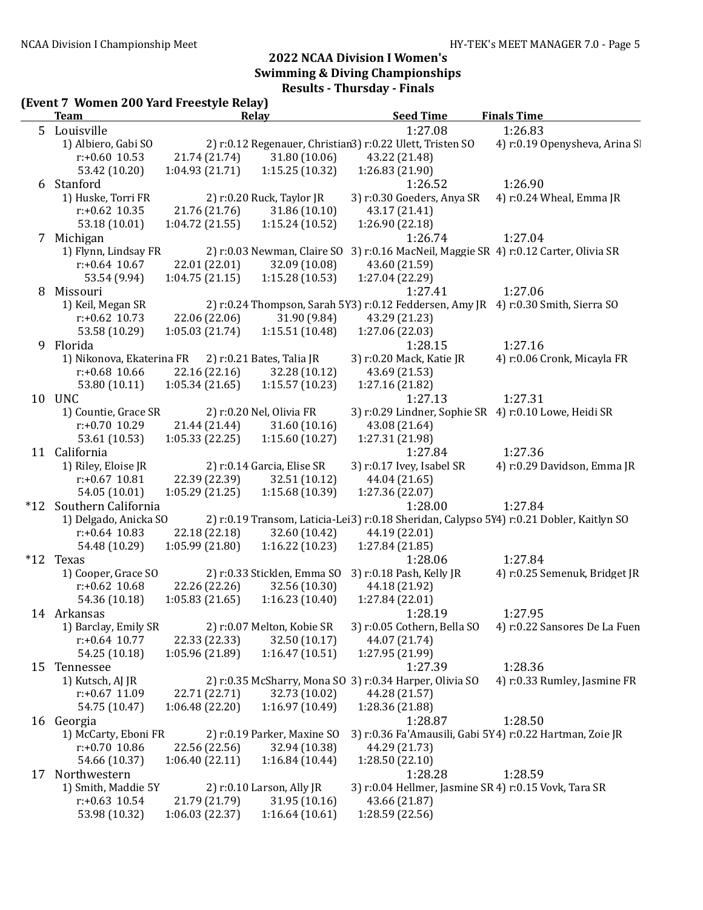## 2022 NCAA Division I Women's Swimming & Diving Championships

### Results - Thursday - Finals

**(Event 7 Women 200 Yard Freestyle Relay)**

| | Team | Relay | | Seed Time | Finals Time |
|---|---|---|---|---|---|
| 5 | Louisville | | | 1:27.08 | 1:26.83 |
| | 1) Albiero, Gabi SO | 2) r:0.12 Regenauer, Christian | 3) r:0.22 Ulett, Tristen SO | 4) r:0.19 Openysheva, Arina SI | |
| | r:+0.60 10.53 | 21.74 (21.74) | 31.80 (10.06) | 43.22 (21.48) | |
| | 53.42 (10.20) | 1:04.93 (21.71) | 1:15.25 (10.32) | 1:26.83 (21.90) | |
| 6 | Stanford | | | 1:26.52 | 1:26.90 |
| | 1) Huske, Torri FR | 2) r:0.20 Ruck, Taylor JR | 3) r:0.30 Goeders, Anya SR | 4) r:0.24 Wheal, Emma JR | |
| | r:+0.62 10.35 | 21.76 (21.76) | 31.86 (10.10) | 43.17 (21.41) | |
| | 53.18 (10.01) | 1:04.72 (21.55) | 1:15.24 (10.52) | 1:26.90 (22.18) | |
| 7 | Michigan | | | 1:26.74 | 1:27.04 |
| | 1) Flynn, Lindsay FR | 2) r:0.03 Newman, Claire SO | 3) r:0.16 MacNeil, Maggie SR | 4) r:0.12 Carter, Olivia SR | |
| | r:+0.64 10.67 | 22.01 (22.01) | 32.09 (10.08) | 43.60 (21.59) | |
| | 53.54 (9.94) | 1:04.75 (21.15) | 1:15.28 (10.53) | 1:27.04 (22.29) | |
| 8 | Missouri | | | 1:27.41 | 1:27.06 |
| | 1) Keil, Megan SR | 2) r:0.24 Thompson, Sarah 5Y | 3) r:0.12 Feddersen, Amy JR | 4) r:0.30 Smith, Sierra SO | |
| | r:+0.62 10.73 | 22.06 (22.06) | 31.90 (9.84) | 43.29 (21.23) | |
| | 53.58 (10.29) | 1:05.03 (21.74) | 1:15.51 (10.48) | 1:27.06 (22.03) | |
| 9 | Florida | | | 1:28.15 | 1:27.16 |
| | 1) Nikonova, Ekaterina FR | 2) r:0.21 Bates, Talia JR | 3) r:0.20 Mack, Katie JR | 4) r:0.06 Cronk, Micayla FR | |
| | r:+0.68 10.66 | 22.16 (22.16) | 32.28 (10.12) | 43.69 (21.53) | |
| | 53.80 (10.11) | 1:05.34 (21.65) | 1:15.57 (10.23) | 1:27.16 (21.82) | |
| 10 | UNC | | | 1:27.13 | 1:27.31 |
| | 1) Countie, Grace SR | 2) r:0.20 Nel, Olivia FR | 3) r:0.29 Lindner, Sophie SR | 4) r:0.10 Lowe, Heidi SR | |
| | r:+0.70 10.29 | 21.44 (21.44) | 31.60 (10.16) | 43.08 (21.64) | |
| | 53.61 (10.53) | 1:05.33 (22.25) | 1:15.60 (10.27) | 1:27.31 (21.98) | |
| 11 | California | | | 1:27.84 | 1:27.36 |
| | 1) Riley, Eloise JR | 2) r:0.14 Garcia, Elise SR | 3) r:0.17 Ivey, Isabel SR | 4) r:0.29 Davidson, Emma JR | |
| | r:+0.67 10.81 | 22.39 (22.39) | 32.51 (10.12) | 44.04 (21.65) | |
| | 54.05 (10.01) | 1:05.29 (21.25) | 1:15.68 (10.39) | 1:27.36 (22.07) | |
| *12 | Southern California | | | 1:28.00 | 1:27.84 |
| | 1) Delgado, Anicka SO | 2) r:0.19 Transom, Laticia-Lei | 3) r:0.18 Sheridan, Calypso 5Y | 4) r:0.21 Dobler, Kaitlyn SO | |
| | r:+0.64 10.83 | 22.18 (22.18) | 32.60 (10.42) | 44.19 (22.01) | |
| | 54.48 (10.29) | 1:05.99 (21.80) | 1:16.22 (10.23) | 1:27.84 (21.85) | |
| *12 | Texas | | | 1:28.06 | 1:27.84 |
| | 1) Cooper, Grace SO | 2) r:0.33 Sticklen, Emma SO | 3) r:0.18 Pash, Kelly JR | 4) r:0.25 Semenuk, Bridget JR | |
| | r:+0.62 10.68 | 22.26 (22.26) | 32.56 (10.30) | 44.18 (21.92) | |
| | 54.36 (10.18) | 1:05.83 (21.65) | 1:16.23 (10.40) | 1:27.84 (22.01) | |
| 14 | Arkansas | | | 1:28.19 | 1:27.95 |
| | 1) Barclay, Emily SR | 2) r:0.07 Melton, Kobie SR | 3) r:0.05 Cothern, Bella SO | 4) r:0.22 Sansores De La Fuen | |
| | r:+0.64 10.77 | 22.33 (22.33) | 32.50 (10.17) | 44.07 (21.74) | |
| | 54.25 (10.18) | 1:05.96 (21.89) | 1:16.47 (10.51) | 1:27.95 (21.99) | |
| 15 | Tennessee | | | 1:27.39 | 1:28.36 |
| | 1) Kutsch, AJ JR | 2) r:0.35 McSharry, Mona SO | 3) r:0.34 Harper, Olivia SO | 4) r:0.33 Rumley, Jasmine FR | |
| | r:+0.67 11.09 | 22.71 (22.71) | 32.73 (10.02) | 44.28 (21.57) | |
| | 54.75 (10.47) | 1:06.48 (22.20) | 1:16.97 (10.49) | 1:28.36 (21.88) | |
| 16 | Georgia | | | 1:28.87 | 1:28.50 |
| | 1) McCarty, Eboni FR | 2) r:0.19 Parker, Maxine SO | 3) r:0.36 Fa'Amausili, Gabi 5Y | 4) r:0.22 Hartman, Zoie JR | |
| | r:+0.70 10.86 | 22.56 (22.56) | 32.94 (10.38) | 44.29 (21.73) | |
| | 54.66 (10.37) | 1:06.40 (22.11) | 1:16.84 (10.44) | 1:28.50 (22.10) | |
| 17 | Northwestern | | | 1:28.28 | 1:28.59 |
| | 1) Smith, Maddie 5Y | 2) r:0.10 Larson, Ally JR | 3) r:0.04 Hellmer, Jasmine SR | 4) r:0.15 Vovk, Tara SR | |
| | r:+0.63 10.54 | 21.79 (21.79) | 31.95 (10.16) | 43.66 (21.87) | |
| | 53.98 (10.32) | 1:06.03 (22.37) | 1:16.64 (10.61) | 1:28.59 (22.56) | |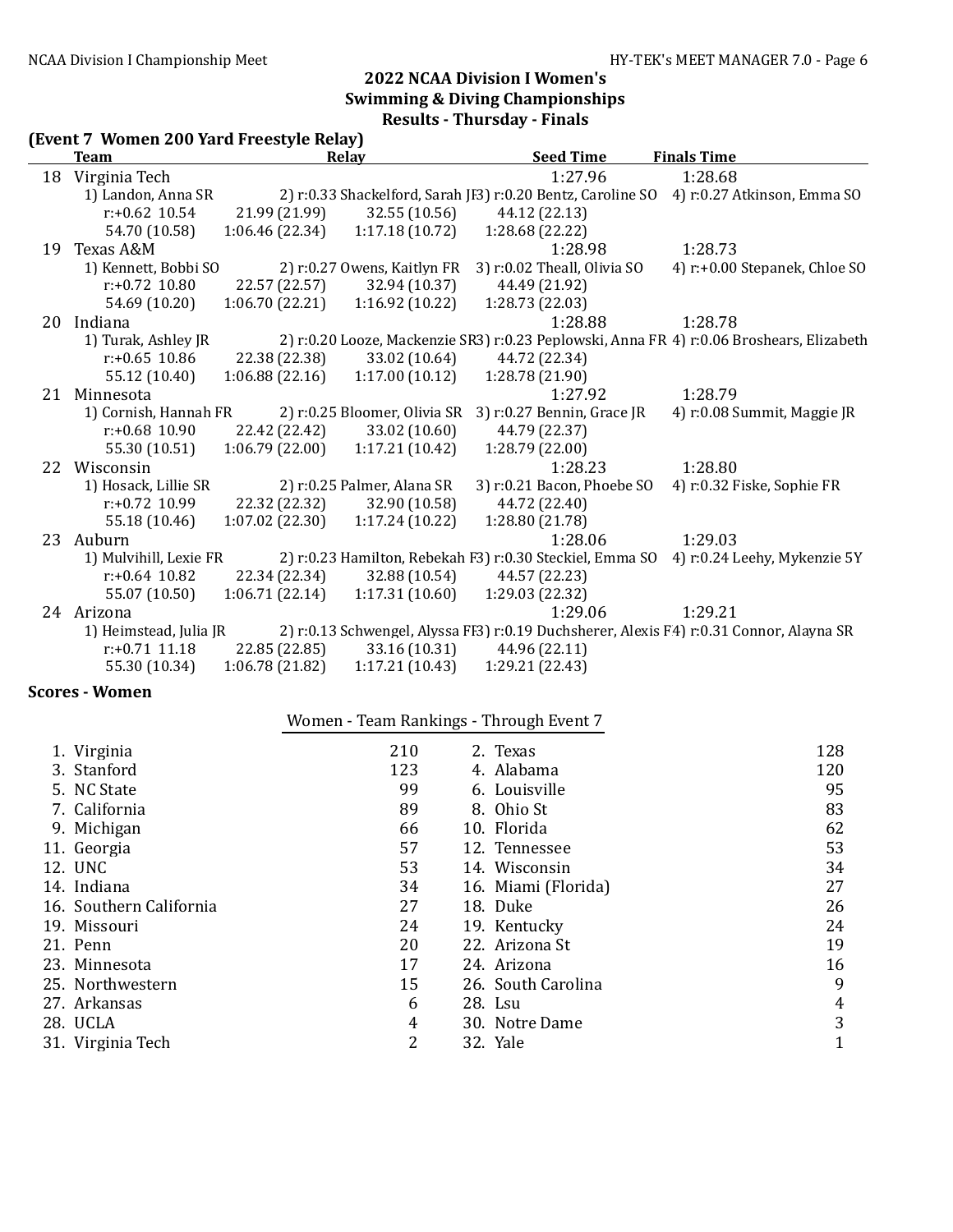# 2022 NCAA Division I Women's Swimming & Diving Championships

## Results - Thursday - Finals

**(Event 7 Women 200 Yard Freestyle Relay)**

| | Team | Relay | | Seed Time | Finals Time |
|---|---|---|---|---|---|
| 18 | Virginia Tech | | | 1:27.96 | 1:28.68 |
| | 1) Landon, Anna SR | 2) r:0.33 Shackelford, Sarah JR | 3) r:0.20 Bentz, Caroline SO | 4) r:0.27 Atkinson, Emma SO | |
| | r:+0.62 10.54 | 21.99 (21.99) | 32.55 (10.56) | 44.12 (22.13) | |
| | 54.70 (10.58) | 1:06.46 (22.34) | 1:17.18 (10.72) | 1:28.68 (22.22) | |
| 19 | Texas A&M | | | 1:28.98 | 1:28.73 |
| | 1) Kennett, Bobbi SO | 2) r:0.27 Owens, Kaitlyn FR | 3) r:0.02 Theall, Olivia SO | 4) r:+0.00 Stepanek, Chloe SO | |
| | r:+0.72 10.80 | 22.57 (22.57) | 32.94 (10.37) | 44.49 (21.92) | |
| | 54.69 (10.20) | 1:06.70 (22.21) | 1:16.92 (10.22) | 1:28.73 (22.03) | |
| 20 | Indiana | | | 1:28.88 | 1:28.78 |
| | 1) Turak, Ashley JR | 2) r:0.20 Looze, Mackenzie SR | 3) r:0.23 Peplowski, Anna FR | 4) r:0.06 Broshears, Elizabeth | |
| | r:+0.65 10.86 | 22.38 (22.38) | 33.02 (10.64) | 44.72 (22.34) | |
| | 55.12 (10.40) | 1:06.88 (22.16) | 1:17.00 (10.12) | 1:28.78 (21.90) | |
| 21 | Minnesota | | | 1:27.92 | 1:28.79 |
| | 1) Cornish, Hannah FR | 2) r:0.25 Bloomer, Olivia SR | 3) r:0.27 Bennin, Grace JR | 4) r:0.08 Summit, Maggie JR | |
| | r:+0.68 10.90 | 22.42 (22.42) | 33.02 (10.60) | 44.79 (22.37) | |
| | 55.30 (10.51) | 1:06.79 (22.00) | 1:17.21 (10.42) | 1:28.79 (22.00) | |
| 22 | Wisconsin | | | 1:28.23 | 1:28.80 |
| | 1) Hosack, Lillie SR | 2) r:0.25 Palmer, Alana SR | 3) r:0.21 Bacon, Phoebe SO | 4) r:0.32 Fiske, Sophie FR | |
| | r:+0.72 10.99 | 22.32 (22.32) | 32.90 (10.58) | 44.72 (22.40) | |
| | 55.18 (10.46) | 1:07.02 (22.30) | 1:17.24 (10.22) | 1:28.80 (21.78) | |
| 23 | Auburn | | | 1:28.06 | 1:29.03 |
| | 1) Mulvihill, Lexie FR | 2) r:0.23 Hamilton, Rebekah FR | 3) r:0.30 Steckiel, Emma SO | 4) r:0.24 Leehy, Mykenzie 5Y | |
| | r:+0.64 10.82 | 22.34 (22.34) | 32.88 (10.54) | 44.57 (22.23) | |
| | 55.07 (10.50) | 1:06.71 (22.14) | 1:17.31 (10.60) | 1:29.03 (22.32) | |
| 24 | Arizona | | | 1:29.06 | 1:29.21 |
| | 1) Heimstead, Julia JR | 2) r:0.13 Schwengel, Alyssa FR | 3) r:0.19 Duchsherer, Alexis FR | 4) r:0.31 Connor, Alayna SR | |
| | r:+0.71 11.18 | 22.85 (22.85) | 33.16 (10.31) | 44.96 (22.11) | |
| | 55.30 (10.34) | 1:06.78 (21.82) | 1:17.21 (10.43) | 1:29.21 (22.43) | |

**Scores - Women**

Women - Team Rankings - Through Event 7

| | | | | | |
|---|---|---|---|---|---|
| 1. | Virginia | 210 | 2. | Texas | 128 |
| 3. | Stanford | 123 | 4. | Alabama | 120 |
| 5. | NC State | 99 | 6. | Louisville | 95 |
| 7. | California | 89 | 8. | Ohio St | 83 |
| 9. | Michigan | 66 | 10. | Florida | 62 |
| 11. | Georgia | 57 | 12. | Tennessee | 53 |
| 12. | UNC | 53 | 14. | Wisconsin | 34 |
| 14. | Indiana | 34 | 16. | Miami (Florida) | 27 |
| 16. | Southern California | 27 | 18. | Duke | 26 |
| 19. | Missouri | 24 | 19. | Kentucky | 24 |
| 21. | Penn | 20 | 22. | Arizona St | 19 |
| 23. | Minnesota | 17 | 24. | Arizona | 16 |
| 25. | Northwestern | 15 | 26. | South Carolina | 9 |
| 27. | Arkansas | 6 | 28. | Lsu | 4 |
| 28. | UCLA | 4 | 30. | Notre Dame | 3 |
| 31. | Virginia Tech | 2 | 32. | Yale | 1 |